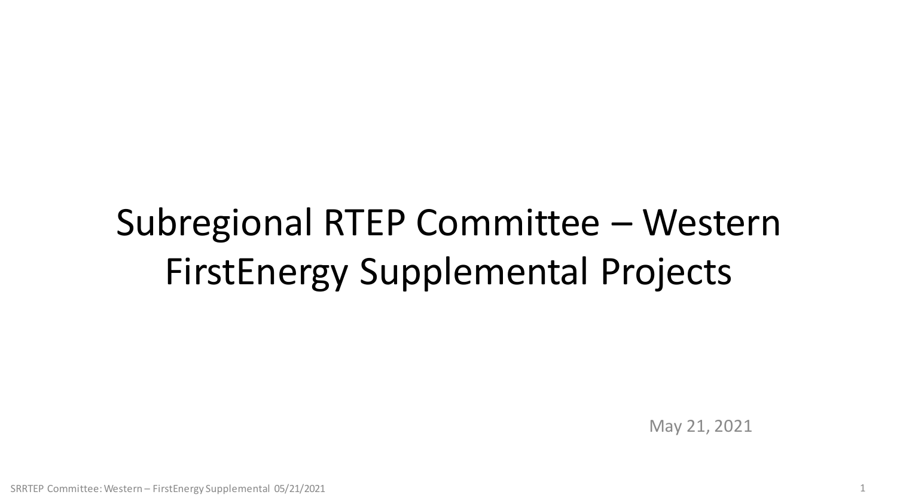# Subregional RTEP Committee – Western FirstEnergy Supplemental Projects

May 21, 2021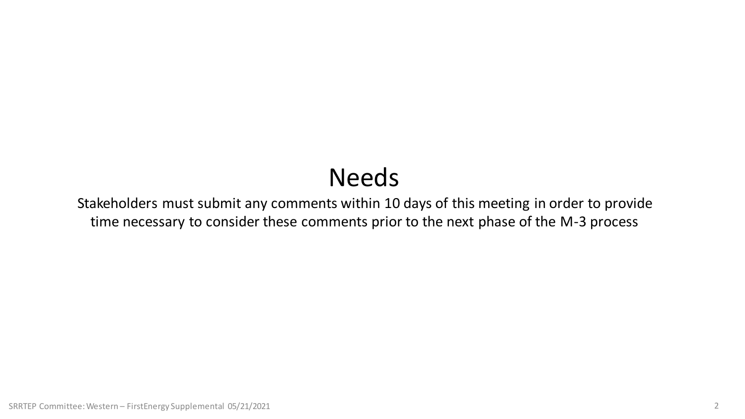# Needs

Stakeholders must submit any comments within 10 days of this meeting in order to provide time necessary to consider these comments prior to the next phase of the M-3 process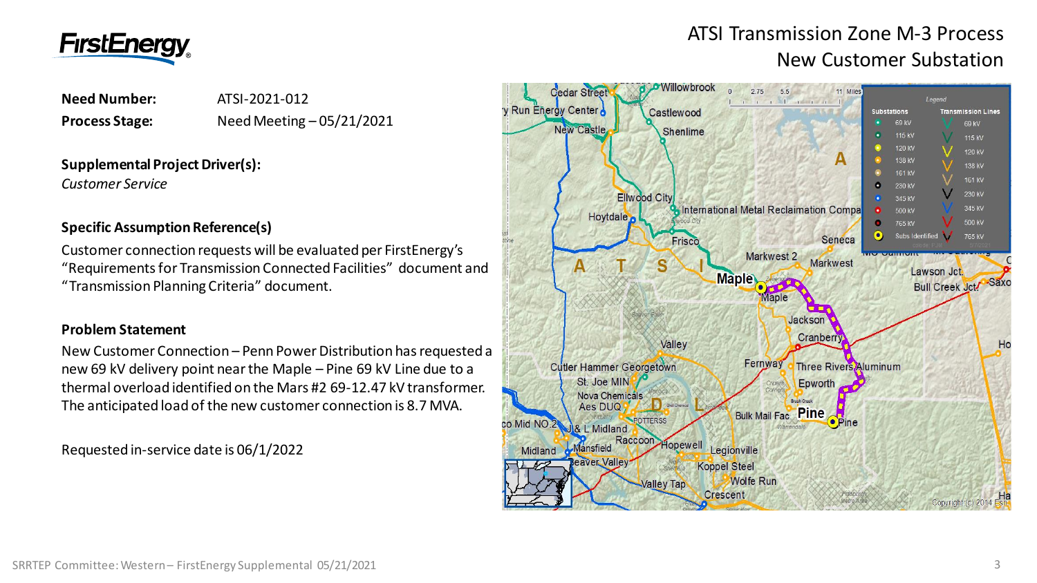# ATSI Transmission Zone M-3 Process
## New Customer Substation

**Need Number:** ATSI-2021-012

**Process Stage:** Need Meeting – 05/21/2021

**Supplemental Project Driver(s):**

*Customer Service*

**Specific Assumption Reference(s)**

Customer connection requests will be evaluated per FirstEnergy's "Requirements for Transmission Connected Facilities" document and "Transmission Planning Criteria" document.

**Problem Statement**

New Customer Connection – Penn Power Distribution has requested a new 69 kV delivery point near the Maple – Pine 69 kV Line due to a thermal overload identified on the Mars #2 69-12.47 kV transformer. The anticipated load of the new customer connection is 8.7 MVA.

Requested in-service date is 06/1/2022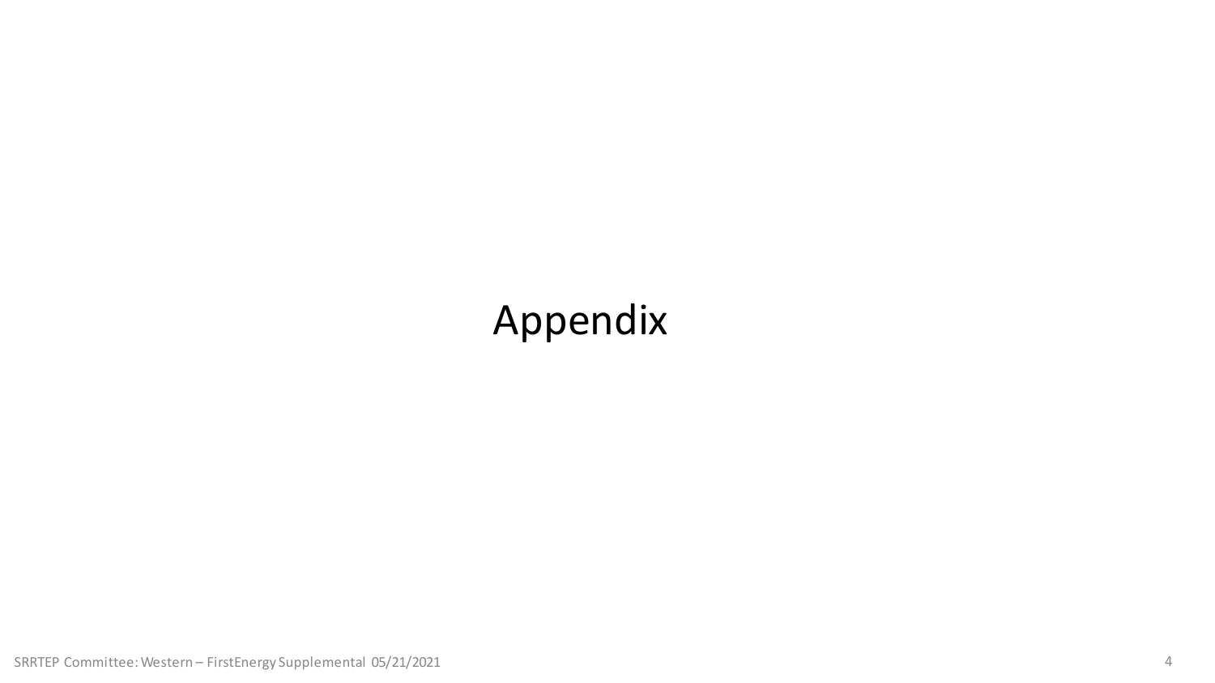# Appendix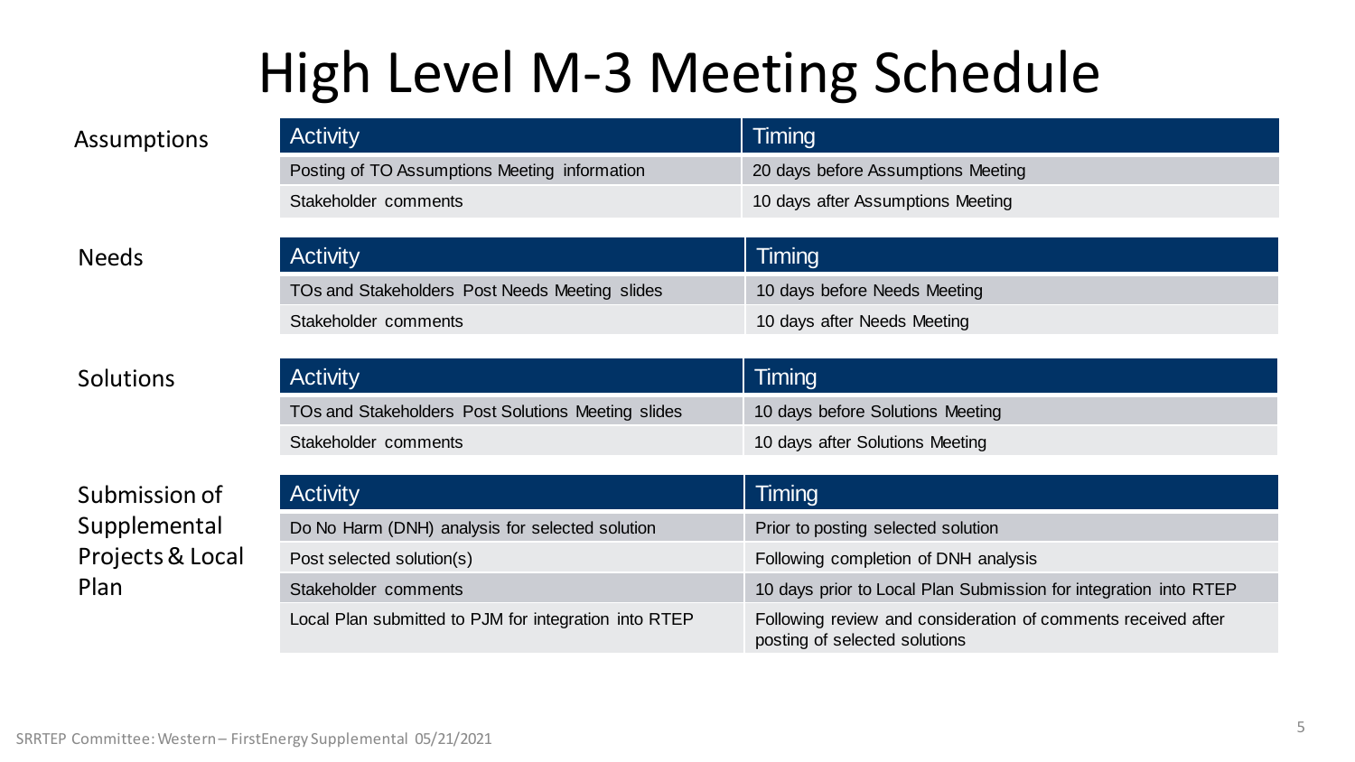# High Level M-3 Meeting Schedule

**Assumptions**

| Activity | Timing |
|---|---|
| Posting of TO Assumptions Meeting information | 20 days before Assumptions Meeting |
| Stakeholder comments | 10 days after Assumptions Meeting |

**Needs**

| Activity | Timing |
|---|---|
| TOs and Stakeholders Post Needs Meeting slides | 10 days before Needs Meeting |
| Stakeholder comments | 10 days after Needs Meeting |

**Solutions**

| Activity | Timing |
|---|---|
| TOs and Stakeholders Post Solutions Meeting slides | 10 days before Solutions Meeting |
| Stakeholder comments | 10 days after Solutions Meeting |

**Submission of Supplemental Projects & Local Plan**

| Activity | Timing |
|---|---|
| Do No Harm (DNH) analysis for selected solution | Prior to posting selected solution |
| Post selected solution(s) | Following completion of DNH analysis |
| Stakeholder comments | 10 days prior to Local Plan Submission for integration into RTEP |
| Local Plan submitted to PJM for integration into RTEP | Following review and consideration of comments received after posting of selected solutions |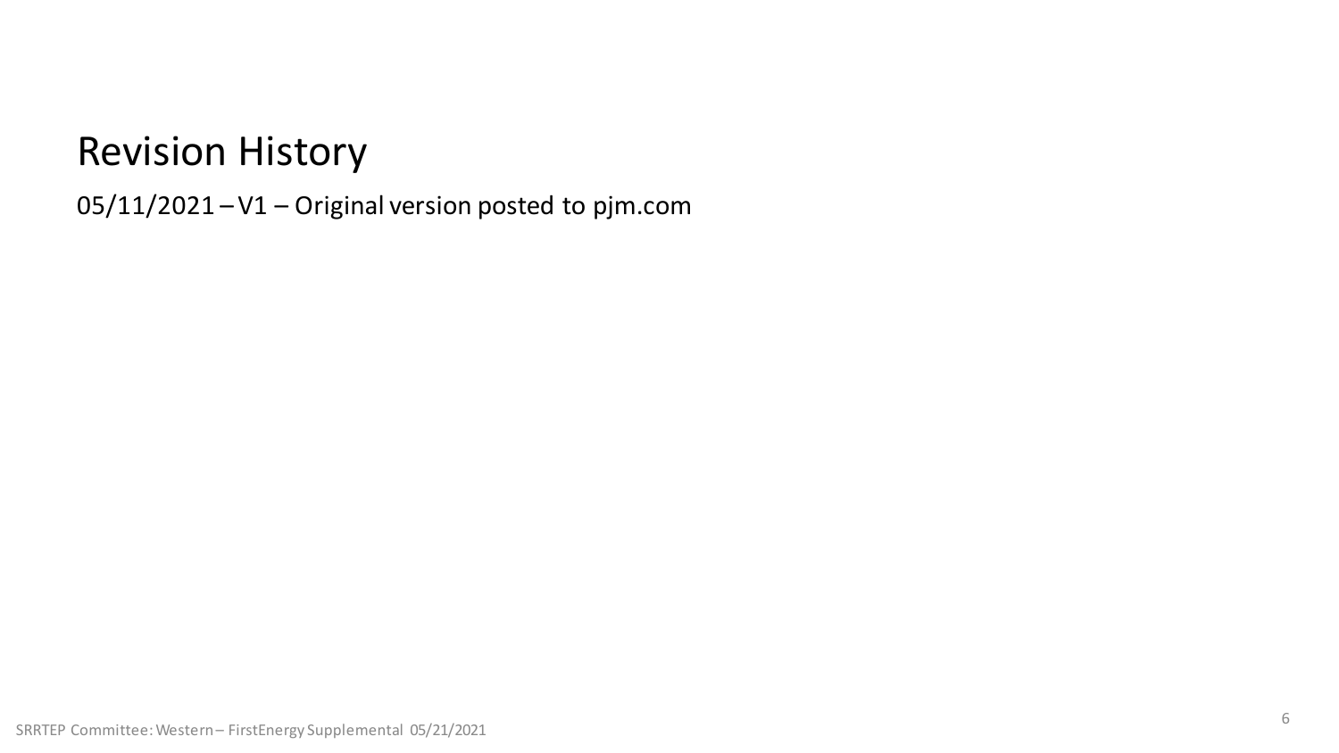# Revision History

05/11/2021 – V1 – Original version posted to pjm.com